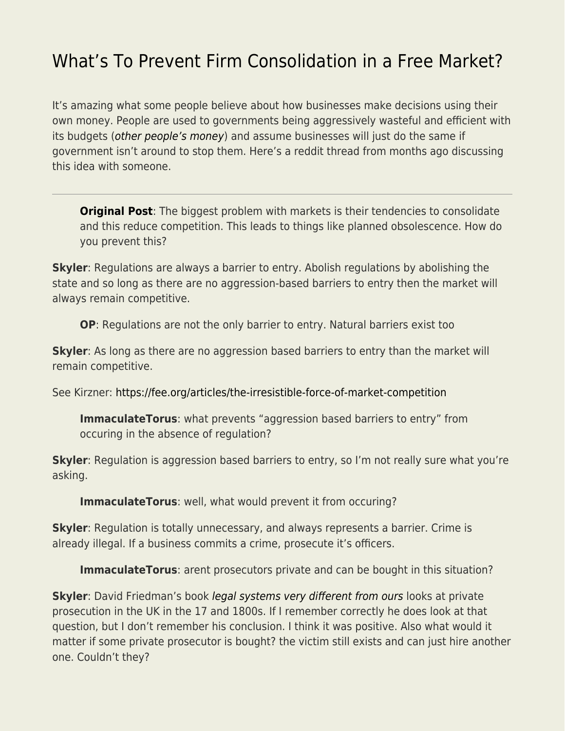# What's To Prevent Firm Consolidation in a Free Market?

It's amazing what some people believe about how businesses make decisions using their own money. People are used to governments being aggressively wasteful and efficient with its budgets (*other people's money*) and assume businesses will just do the same if government isn't around to stop them. Here's a reddit thread from months ago discussing this idea with someone.

---

> **Original Post**: The biggest problem with markets is their tendencies to consolidate and this reduce competition. This leads to things like planned obsolescence. How do you prevent this?

**Skyler**: Regulations are always a barrier to entry. Abolish regulations by abolishing the state and so long as there are no aggression-based barriers to entry then the market will always remain competitive.

> **OP**: Regulations are not the only barrier to entry. Natural barriers exist too

**Skyler**: As long as there are no aggression based barriers to entry than the market will remain competitive.

See Kirzner: https://fee.org/articles/the-irresistible-force-of-market-competition

> **ImmaculateTorus**: what prevents "aggression based barriers to entry" from occuring in the absence of regulation?

**Skyler**: Regulation is aggression based barriers to entry, so I'm not really sure what you're asking.

> **ImmaculateTorus**: well, what would prevent it from occuring?

**Skyler**: Regulation is totally unnecessary, and always represents a barrier. Crime is already illegal. If a business commits a crime, prosecute it's officers.

> **ImmaculateTorus**: arent prosecutors private and can be bought in this situation?

**Skyler**: David Friedman's book *legal systems very different from ours* looks at private prosecution in the UK in the 17 and 1800s. If I remember correctly he does look at that question, but I don't remember his conclusion. I think it was positive. Also what would it matter if some private prosecutor is bought? the victim still exists and can just hire another one. Couldn't they?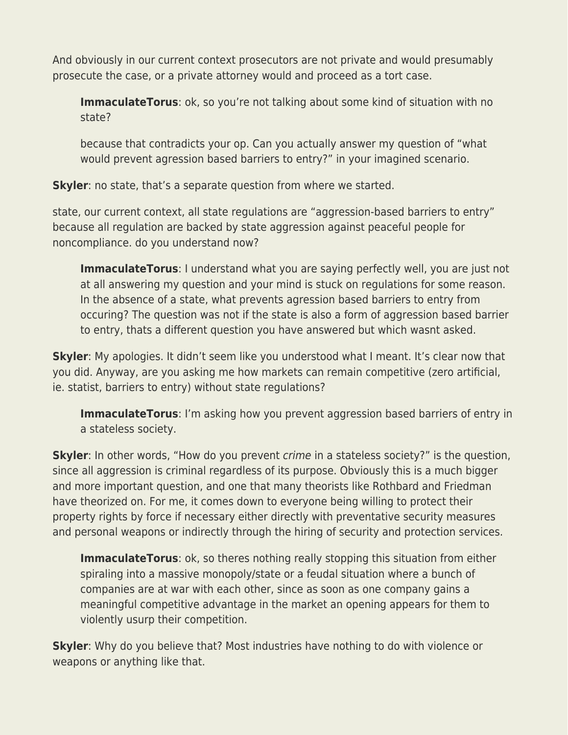And obviously in our current context prosecutors are not private and would presumably prosecute the case, or a private attorney would and proceed as a tort case.

> **ImmaculateTorus**: ok, so you're not talking about some kind of situation with no state?
>
> because that contradicts your op. Can you actually answer my question of "what would prevent agression based barriers to entry?" in your imagined scenario.

**Skyler**: no state, that's a separate question from where we started.

state, our current context, all state regulations are "aggression-based barriers to entry" because all regulation are backed by state aggression against peaceful people for noncompliance. do you understand now?

> **ImmaculateTorus**: I understand what you are saying perfectly well, you are just not at all answering my question and your mind is stuck on regulations for some reason. In the absence of a state, what prevents agression based barriers to entry from occuring? The question was not if the state is also a form of aggression based barrier to entry, thats a different question you have answered but which wasnt asked.

**Skyler**: My apologies. It didn't seem like you understood what I meant. It's clear now that you did. Anyway, are you asking me how markets can remain competitive (zero artificial, ie. statist, barriers to entry) without state regulations?

> **ImmaculateTorus**: I'm asking how you prevent aggression based barriers of entry in a stateless society.

**Skyler**: In other words, "How do you prevent *crime* in a stateless society?" is the question, since all aggression is criminal regardless of its purpose. Obviously this is a much bigger and more important question, and one that many theorists like Rothbard and Friedman have theorized on. For me, it comes down to everyone being willing to protect their property rights by force if necessary either directly with preventative security measures and personal weapons or indirectly through the hiring of security and protection services.

> **ImmaculateTorus**: ok, so theres nothing really stopping this situation from either spiraling into a massive monopoly/state or a feudal situation where a bunch of companies are at war with each other, since as soon as one company gains a meaningful competitive advantage in the market an opening appears for them to violently usurp their competition.

**Skyler**: Why do you believe that? Most industries have nothing to do with violence or weapons or anything like that.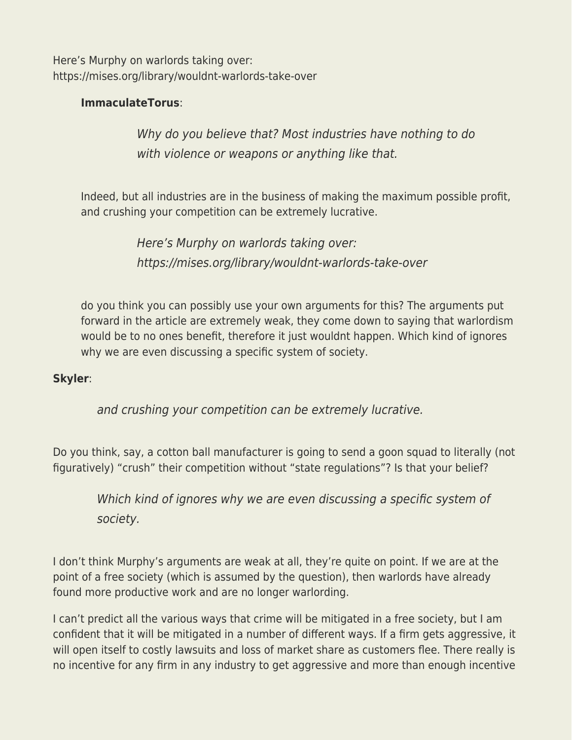Here's Murphy on warlords taking over:
https://mises.org/library/wouldnt-warlords-take-over

> **ImmaculateTorus**:
>
> > *Why do you believe that? Most industries have nothing to do with violence or weapons or anything like that.*
>
> Indeed, but all industries are in the business of making the maximum possible profit, and crushing your competition can be extremely lucrative.
>
> > *Here's Murphy on warlords taking over: https://mises.org/library/wouldnt-warlords-take-over*
>
> do you think you can possibly use your own arguments for this? The arguments put forward in the article are extremely weak, they come down to saying that warlordism would be to no ones benefit, therefore it just wouldnt happen. Which kind of ignores why we are even discussing a specific system of society.

**Skyler**:

> *and crushing your competition can be extremely lucrative.*

Do you think, say, a cotton ball manufacturer is going to send a goon squad to literally (not figuratively) "crush" their competition without "state regulations"? Is that your belief?

> *Which kind of ignores why we are even discussing a specific system of society.*

I don't think Murphy's arguments are weak at all, they're quite on point. If we are at the point of a free society (which is assumed by the question), then warlords have already found more productive work and are no longer warlording.

I can't predict all the various ways that crime will be mitigated in a free society, but I am confident that it will be mitigated in a number of different ways. If a firm gets aggressive, it will open itself to costly lawsuits and loss of market share as customers flee. There really is no incentive for any firm in any industry to get aggressive and more than enough incentive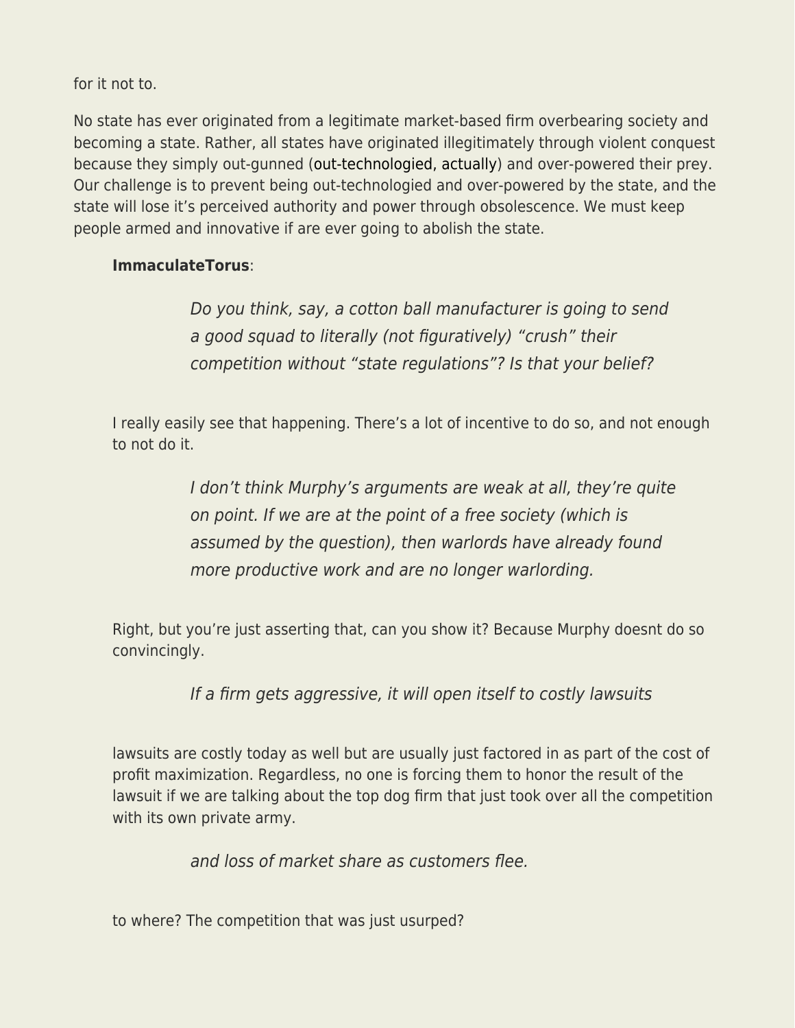for it not to.

No state has ever originated from a legitimate market-based firm overbearing society and becoming a state. Rather, all states have originated illegitimately through violent conquest because they simply out-gunned (out-technologied, actually) and over-powered their prey. Our challenge is to prevent being out-technologied and over-powered by the state, and the state will lose it's perceived authority and power through obsolescence. We must keep people armed and innovative if are ever going to abolish the state.

> **ImmaculateTorus**:
>
> > *Do you think, say, a cotton ball manufacturer is going to send a good squad to literally (not figuratively) "crush" their competition without "state regulations"? Is that your belief?*
>
> I really easily see that happening. There's a lot of incentive to do so, and not enough to not do it.
>
> > *I don't think Murphy's arguments are weak at all, they're quite on point. If we are at the point of a free society (which is assumed by the question), then warlords have already found more productive work and are no longer warlording.*
>
> Right, but you're just asserting that, can you show it? Because Murphy doesnt do so convincingly.
>
> > *If a firm gets aggressive, it will open itself to costly lawsuits*
>
> lawsuits are costly today as well but are usually just factored in as part of the cost of profit maximization. Regardless, no one is forcing them to honor the result of the lawsuit if we are talking about the top dog firm that just took over all the competition with its own private army.
>
> > *and loss of market share as customers flee.*
>
> to where? The competition that was just usurped?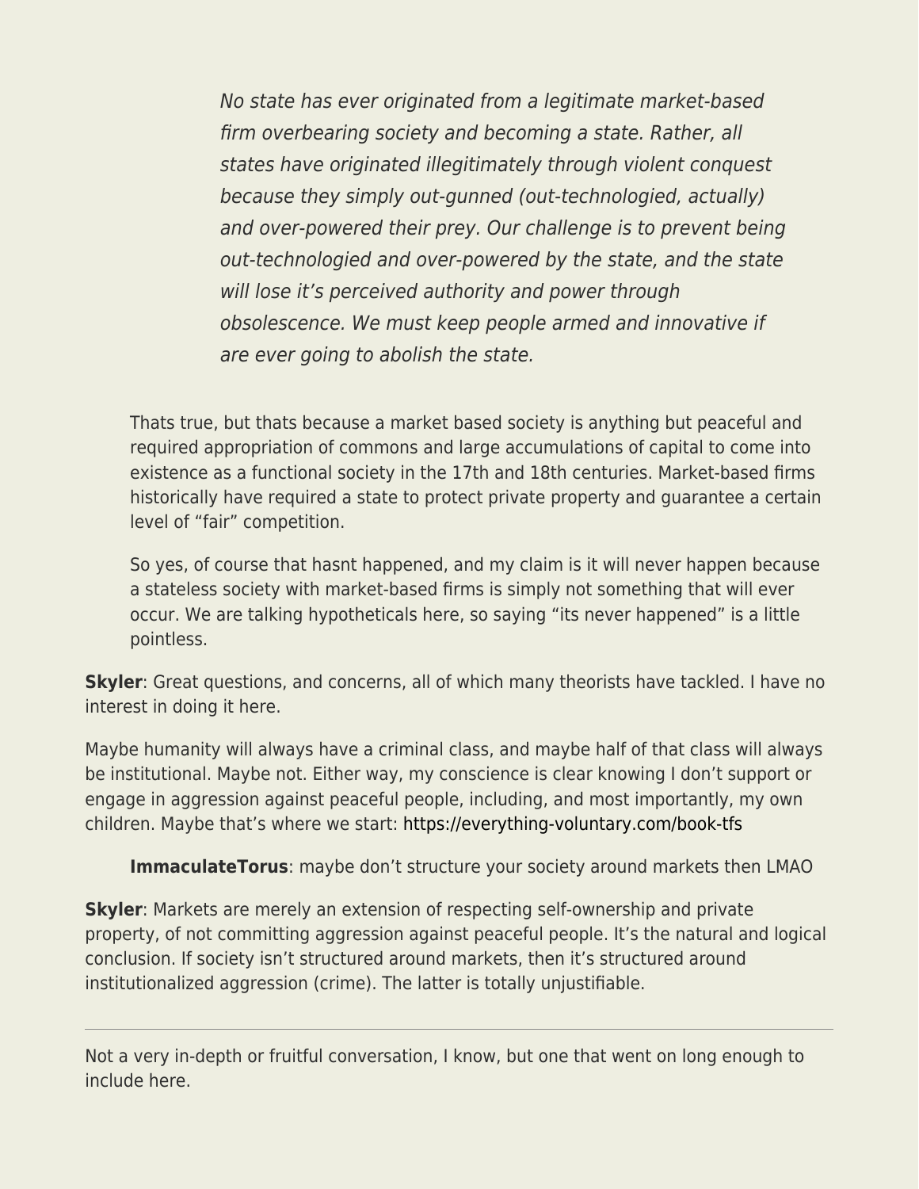> > *No state has ever originated from a legitimate market-based firm overbearing society and becoming a state. Rather, all states have originated illegitimately through violent conquest because they simply out-gunned (out-technologied, actually) and over-powered their prey. Our challenge is to prevent being out-technologied and over-powered by the state, and the state will lose it's perceived authority and power through obsolescence. We must keep people armed and innovative if are ever going to abolish the state.*
>
> Thats true, but thats because a market based society is anything but peaceful and required appropriation of commons and large accumulations of capital to come into existence as a functional society in the 17th and 18th centuries. Market-based firms historically have required a state to protect private property and guarantee a certain level of "fair" competition.
>
> So yes, of course that hasnt happened, and my claim is it will never happen because a stateless society with market-based firms is simply not something that will ever occur. We are talking hypotheticals here, so saying "its never happened" is a little pointless.

**Skyler**: Great questions, and concerns, all of which many theorists have tackled. I have no interest in doing it here.

Maybe humanity will always have a criminal class, and maybe half of that class will always be institutional. Maybe not. Either way, my conscience is clear knowing I don't support or engage in aggression against peaceful people, including, and most importantly, my own children. Maybe that's where we start: https://everything-voluntary.com/book-tfs

> **ImmaculateTorus**: maybe don't structure your society around markets then LMAO

**Skyler**: Markets are merely an extension of respecting self-ownership and private property, of not committing aggression against peaceful people. It's the natural and logical conclusion. If society isn't structured around markets, then it's structured around institutionalized aggression (crime). The latter is totally unjustifiable.

---

Not a very in-depth or fruitful conversation, I know, but one that went on long enough to include here.